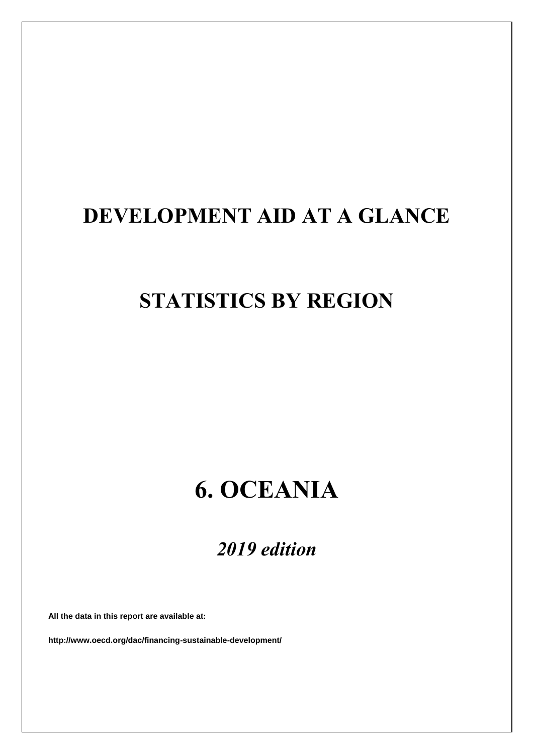# DEVELOPMENT AID AT A GLANCE

# STATISTICS BY REGION

# 6. OCEANIA

*2019 edition*

**All the data in this report are available at:**

**http://www.oecd.org/dac/financing-sustainable-development/**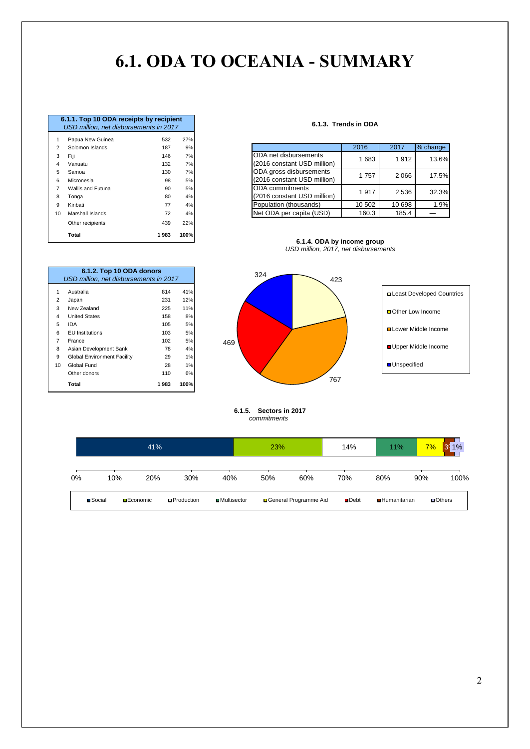# 6.1. ODA TO OCEANIA - SUMMARY

**6.1.1. Top 10 ODA receipts by recipient**
*USD million, net disbursements in 2017*

| | | | |
|---|---|---|---|
| 1 | Papua New Guinea | 532 | 27% |
| 2 | Solomon Islands | 187 | 9% |
| 3 | Fiji | 146 | 7% |
| 4 | Vanuatu | 132 | 7% |
| 5 | Samoa | 130 | 7% |
| 6 | Micronesia | 98 | 5% |
| 7 | Wallis and Futuna | 90 | 5% |
| 8 | Tonga | 80 | 4% |
| 9 | Kiribati | 77 | 4% |
| 10 | Marshall Islands | 72 | 4% |
| | Other recipients | 439 | 22% |
| | **Total** | **1 983** | **100%** |

**6.1.2. Top 10 ODA donors**
*USD million, net disbursements in 2017*

| | | | |
|---|---|---|---|
| 1 | Australia | 814 | 41% |
| 2 | Japan | 231 | 12% |
| 3 | New Zealand | 225 | 11% |
| 4 | United States | 158 | 8% |
| 5 | IDA | 105 | 5% |
| 6 | EU Institutions | 103 | 5% |
| 7 | France | 102 | 5% |
| 8 | Asian Development Bank | 78 | 4% |
| 9 | Global Environment Facility | 29 | 1% |
| 10 | Global Fund | 28 | 1% |
| | Other donors | 110 | 6% |
| | **Total** | **1 983** | **100%** |

**6.1.3. Trends in ODA**

| | 2016 | 2017 | % change |
|---|---|---|---|
| ODA net disbursements (2016 constant USD million) | 1 683 | 1 912 | 13.6% |
| ODA gross disbursements (2016 constant USD million) | 1 757 | 2 066 | 17.5% |
| ODA commitments (2016 constant USD million) | 1 917 | 2 536 | 32.3% |
| Population (thousands) | 10 502 | 10 698 | 1.9% |
| Net ODA per capita (USD) | 160.3 | 185.4 | — |

**6.1.4. ODA by income group**
*USD million, 2017, net disbursements*

324
423
469
767

Least Developed Countries
Other Low Income
Lower Middle Income
Upper Middle Income
Unspecified

**6.1.5. Sectors in 2017**
*commitments*

41%
23%
14%
11%
7%
3%
1%

0% 10% 20% 30% 40% 50% 60% 70% 80% 90% 100%

Social
Economic
Production
Multisector
General Programme Aid
Debt
Humanitarian
Others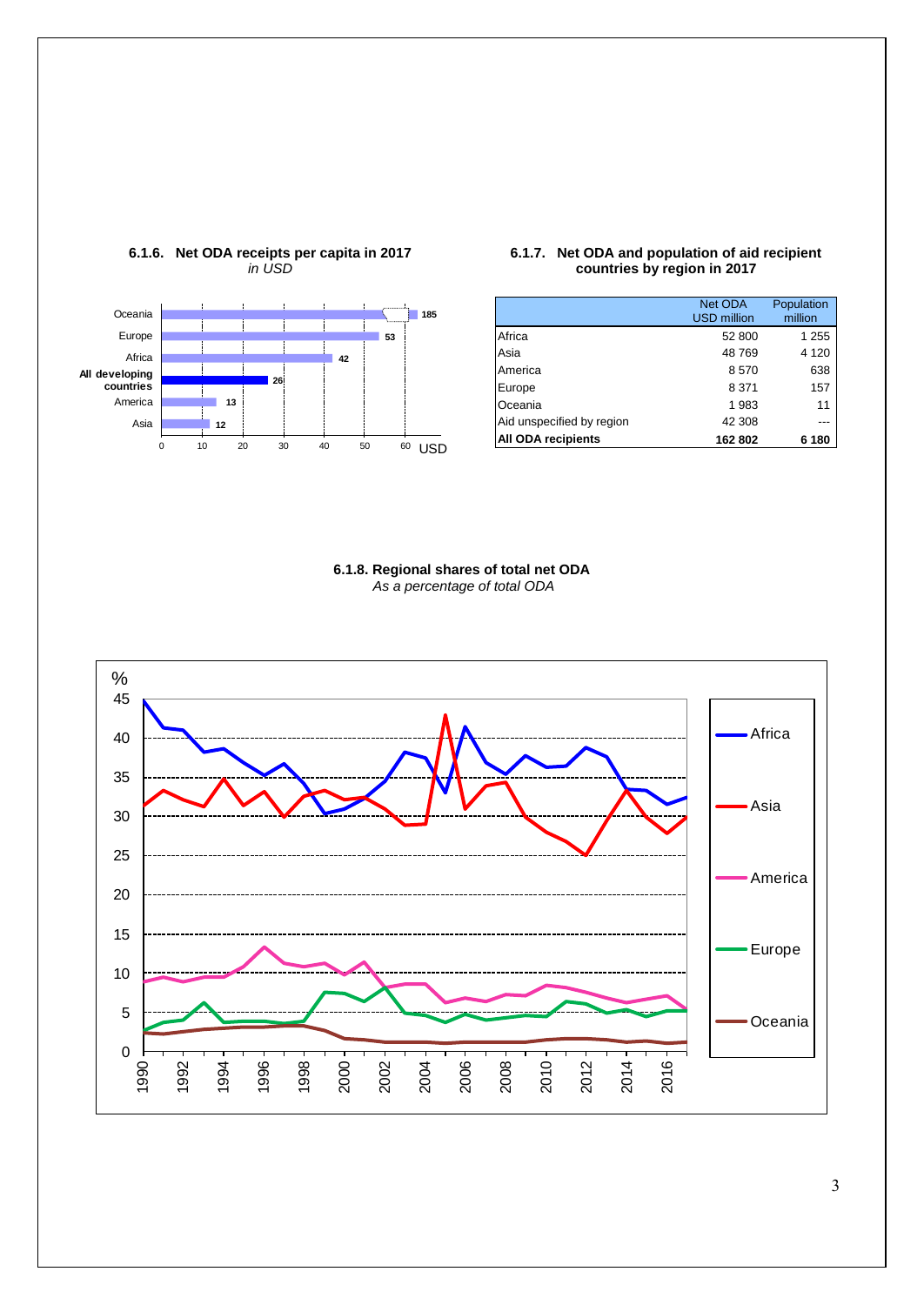### 6.1.6. Net ODA receipts per capita in 2017

*in USD*

Oceania
Europe
Africa
All developing countries
America
Asia

185
53
42
26
13
12

0 10 20 30 40 50 60 USD

### 6.1.7. Net ODA and population of aid recipient countries by region in 2017

| | Net ODA USD million | Population million |
|---|---|---|
| Africa | 52 800 | 1 255 |
| Asia | 48 769 | 4 120 |
| America | 8 570 | 638 |
| Europe | 8 371 | 157 |
| Oceania | 1 983 | 11 |
| Aid unspecified by region | 42 308 | --- |
| **All ODA recipients** | **162 802** | **6 180** |

### 6.1.8. Regional shares of total net ODA

*As a percentage of total ODA*

%
45
40
35
30
25
20
15
10
5
0

1990 1992 1994 1996 1998 2000 2002 2004 2006 2008 2010 2012 2014 2016

Africa
Asia
America
Europe
Oceania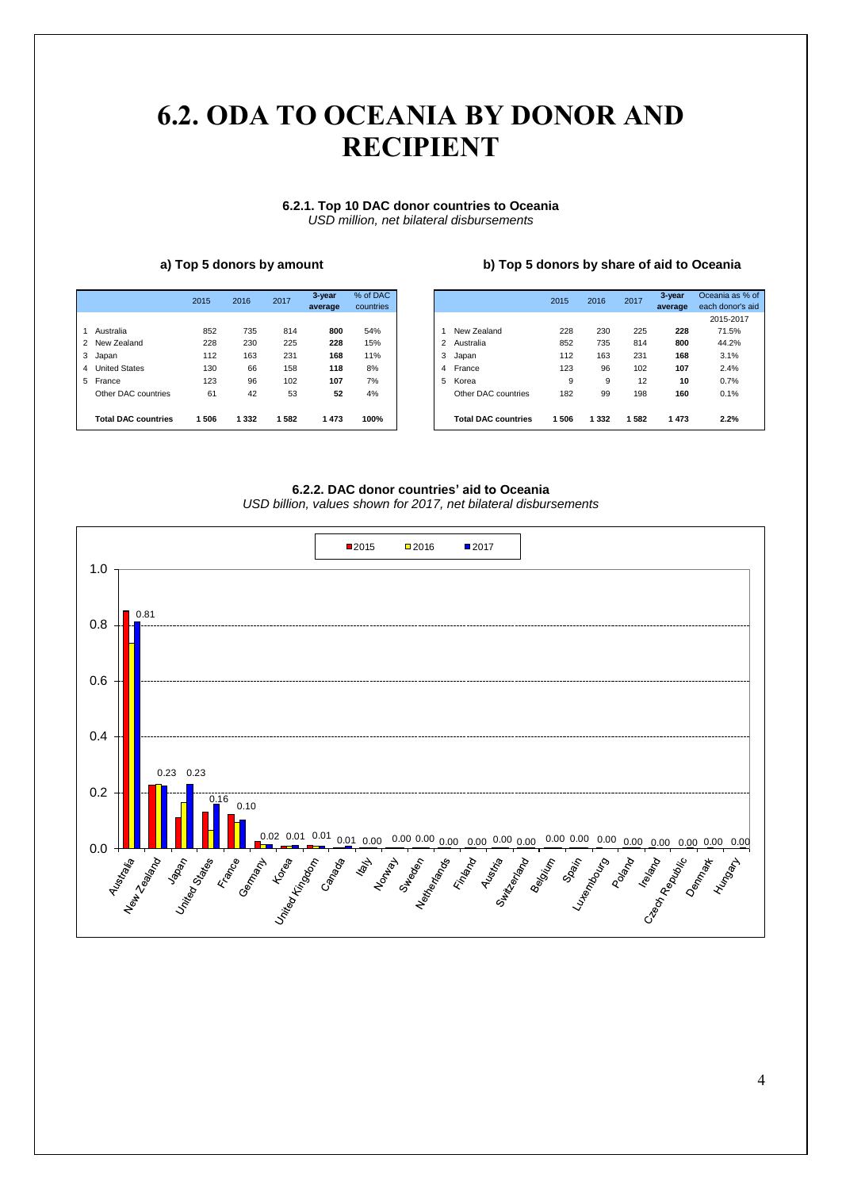# 6.2. ODA TO OCEANIA BY DONOR AND RECIPIENT

**6.2.1. Top 10 DAC donor countries to Oceania**
*USD million, net bilateral disbursements*

**a) Top 5 donors by amount**

| | | 2015 | 2016 | 2017 | 3-year average | % of DAC countries |
|---|---|---|---|---|---|---|
| 1 | Australia | 852 | 735 | 814 | **800** | 54% |
| 2 | New Zealand | 228 | 230 | 225 | **228** | 15% |
| 3 | Japan | 112 | 163 | 231 | **168** | 11% |
| 4 | United States | 130 | 66 | 158 | **118** | 8% |
| 5 | France | 123 | 96 | 102 | **107** | 7% |
| | Other DAC countries | 61 | 42 | 53 | **52** | 4% |
| | **Total DAC countries** | **1 506** | **1 332** | **1 582** | **1 473** | **100%** |

**b) Top 5 donors by share of aid to Oceania**

| | | 2015 | 2016 | 2017 | 3-year average | Oceania as % of each donor's aid 2015-2017 |
|---|---|---|---|---|---|---|
| 1 | New Zealand | 228 | 230 | 225 | **228** | 71.5% |
| 2 | Australia | 852 | 735 | 814 | **800** | 44.2% |
| 3 | Japan | 112 | 163 | 231 | **168** | 3.1% |
| 4 | France | 123 | 96 | 102 | **107** | 2.4% |
| 5 | Korea | 9 | 9 | 12 | **10** | 0.7% |
| | Other DAC countries | 182 | 99 | 198 | **160** | 0.1% |
| | **Total DAC countries** | **1 506** | **1 332** | **1 582** | **1 473** | **2.2%** |

**6.2.2. DAC donor countries' aid to Oceania**
*USD billion, values shown for 2017, net bilateral disbursements*

2015 2016 2017

1.0
0.8
0.6
0.4
0.2
0.0

0.81 0.23 0.23 0.16 0.10 0.02 0.01 0.01 0.01 0.00 0.00 0.00 0.00 0.00 0.00 0.00 0.00 0.00 0.00 0.00 0.00 0.00 0.00 0.00

Australia, New Zealand, Japan, United States, France, Germany, Korea, United Kingdom, Canada, Italy, Norway, Sweden, Netherlands, Finland, Austria, Switzerland, Belgium, Spain, Luxembourg, Poland, Ireland, Czech Republic, Denmark, Hungary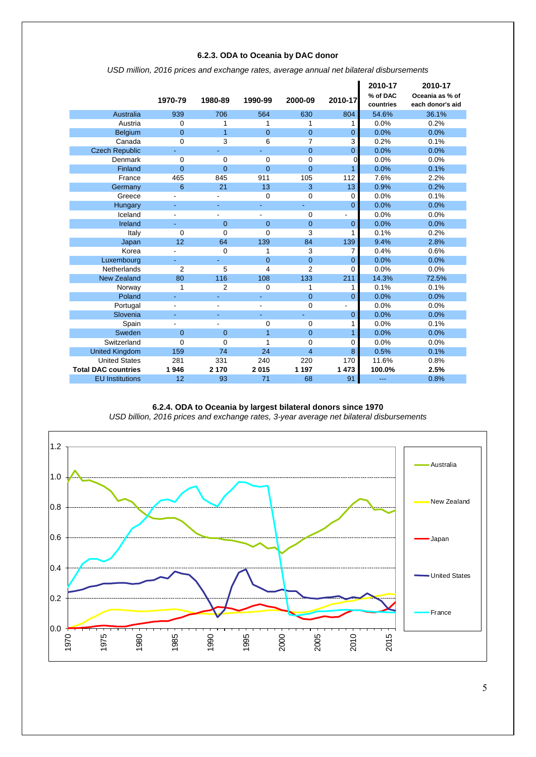### 6.2.3. ODA to Oceania by DAC donor

*USD million, 2016 prices and exchange rates, average annual net bilateral disbursements*

| | 1970-79 | 1980-89 | 1990-99 | 2000-09 | 2010-17 | 2010-17 % of DAC countries | 2010-17 Oceania as % of each donor's aid |
|---|---|---|---|---|---|---|---|
| Australia | 939 | 706 | 564 | 630 | 804 | 54.6% | 36.1% |
| Austria | 0 | 1 | 1 | 1 | 1 | 0.0% | 0.2% |
| Belgium | 0 | 1 | 0 | 0 | 0 | 0.0% | 0.0% |
| Canada | 0 | 3 | 6 | 7 | 3 | 0.2% | 0.1% |
| Czech Republic | - | - | - | 0 | 0 | 0.0% | 0.0% |
| Denmark | 0 | 0 | 0 | 0 | 0 | 0.0% | 0.0% |
| Finland | 0 | 0 | 0 | 0 | 1 | 0.0% | 0.1% |
| France | 465 | 845 | 911 | 105 | 112 | 7.6% | 2.2% |
| Germany | 6 | 21 | 13 | 3 | 13 | 0.9% | 0.2% |
| Greece | - | - | 0 | 0 | 0 | 0.0% | 0.1% |
| Hungary | - | - | - | - | 0 | 0.0% | 0.0% |
| Iceland | - | - | - | 0 | - | 0.0% | 0.0% |
| Ireland | - | 0 | 0 | 0 | 0 | 0.0% | 0.0% |
| Italy | 0 | 0 | 0 | 3 | 1 | 0.1% | 0.2% |
| Japan | 12 | 64 | 139 | 84 | 139 | 9.4% | 2.8% |
| Korea | - | 0 | 1 | 3 | 7 | 0.4% | 0.6% |
| Luxembourg | - | - | 0 | 0 | 0 | 0.0% | 0.0% |
| Netherlands | 2 | 5 | 4 | 2 | 0 | 0.0% | 0.0% |
| New Zealand | 80 | 116 | 108 | 133 | 211 | 14.3% | 72.5% |
| Norway | 1 | 2 | 0 | 1 | 1 | 0.1% | 0.1% |
| Poland | - | - | - | 0 | 0 | 0.0% | 0.0% |
| Portugal | - | - | - | 0 | - | 0.0% | 0.0% |
| Slovenia | - | - | - | - | 0 | 0.0% | 0.0% |
| Spain | - | - | 0 | 0 | 1 | 0.0% | 0.1% |
| Sweden | 0 | 0 | 1 | 0 | 1 | 0.0% | 0.0% |
| Switzerland | 0 | 0 | 1 | 0 | 0 | 0.0% | 0.0% |
| United Kingdom | 159 | 74 | 24 | 4 | 8 | 0.5% | 0.1% |
| United States | 281 | 331 | 240 | 220 | 170 | 11.6% | 0.8% |
| **Total DAC countries** | **1 946** | **2 170** | **2 015** | **1 197** | **1 473** | **100.0%** | **2.5%** |
| EU Institutions | 12 | 93 | 71 | 68 | 91 | --- | 0.8% |

### 6.2.4. ODA to Oceania by largest bilateral donors since 1970

*USD billion, 2016 prices and exchange rates, 3-year average net bilateral disbursements*

1.2
1.0
0.8
0.6
0.4
0.2
0.0

1970 1975 1980 1985 1990 1995 2000 2005 2010 2015

Australia
New Zealand
Japan
United States
France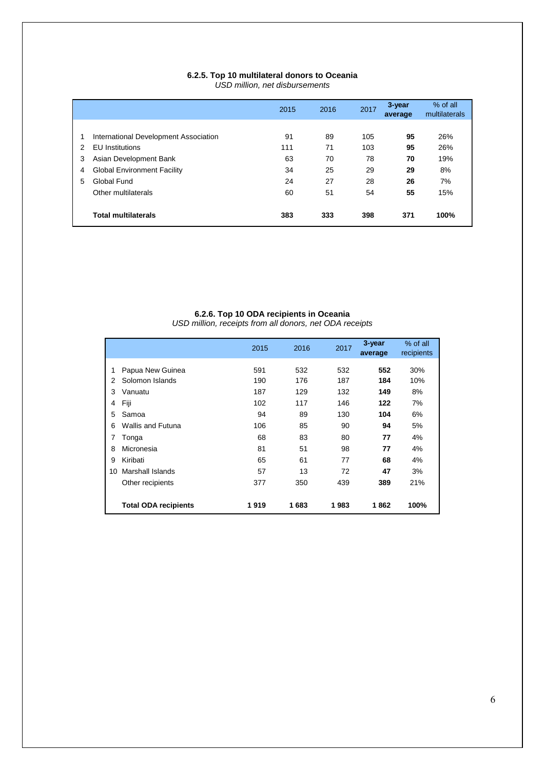### 6.2.5. Top 10 multilateral donors to Oceania

*USD million, net disbursements*

| | | 2015 | 2016 | 2017 | 3-year average | % of all multilaterals |
|---|---|---|---|---|---|---|
| 1 | International Development Association | 91 | 89 | 105 | **95** | 26% |
| 2 | EU Institutions | 111 | 71 | 103 | **95** | 26% |
| 3 | Asian Development Bank | 63 | 70 | 78 | **70** | 19% |
| 4 | Global Environment Facility | 34 | 25 | 29 | **29** | 8% |
| 5 | Global Fund | 24 | 27 | 28 | **26** | 7% |
| | Other multilaterals | 60 | 51 | 54 | **55** | 15% |
| | **Total multilaterals** | **383** | **333** | **398** | **371** | **100%** |

### 6.2.6. Top 10 ODA recipients in Oceania

*USD million, receipts from all donors, net ODA receipts*

| | | 2015 | 2016 | 2017 | 3-year average | % of all recipients |
|---|---|---|---|---|---|---|
| 1 | Papua New Guinea | 591 | 532 | 532 | **552** | 30% |
| 2 | Solomon Islands | 190 | 176 | 187 | **184** | 10% |
| 3 | Vanuatu | 187 | 129 | 132 | **149** | 8% |
| 4 | Fiji | 102 | 117 | 146 | **122** | 7% |
| 5 | Samoa | 94 | 89 | 130 | **104** | 6% |
| 6 | Wallis and Futuna | 106 | 85 | 90 | **94** | 5% |
| 7 | Tonga | 68 | 83 | 80 | **77** | 4% |
| 8 | Micronesia | 81 | 51 | 98 | **77** | 4% |
| 9 | Kiribati | 65 | 61 | 77 | **68** | 4% |
| 10 | Marshall Islands | 57 | 13 | 72 | **47** | 3% |
| | Other recipients | 377 | 350 | 439 | **389** | 21% |
| | **Total ODA recipients** | **1 919** | **1 683** | **1 983** | **1 862** | **100%** |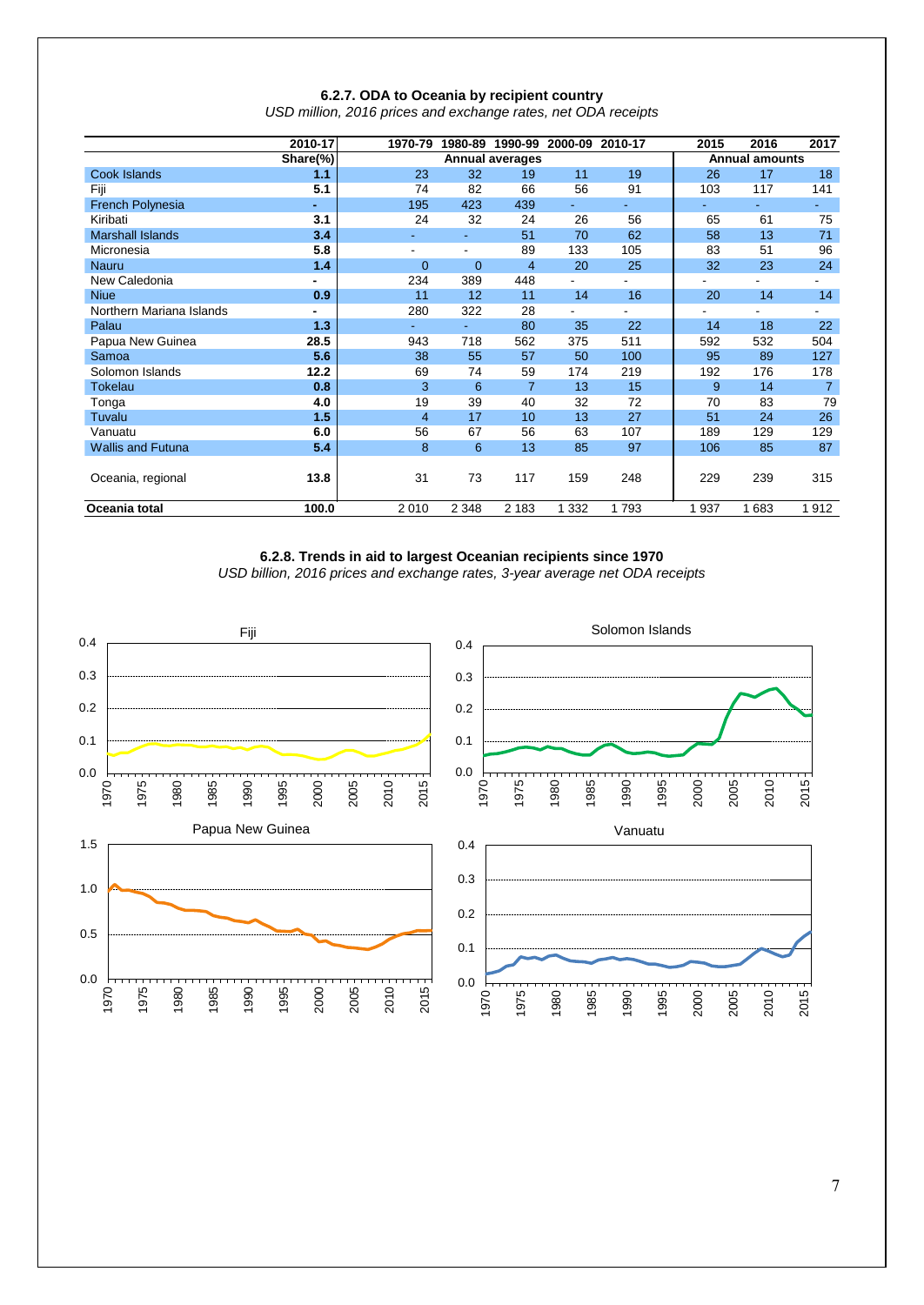**6.2.7. ODA to Oceania by recipient country**

*USD million, 2016 prices and exchange rates, net ODA receipts*

| | 2010-17 | 1970-79 | 1980-89 | 1990-99 | 2000-09 | 2010-17 | 2015 | 2016 | 2017 |
|---|---|---|---|---|---|---|---|---|---|
| | Share(%) | Annual averages | | | | | Annual amounts | | |
| Cook Islands | **1.1** | 23 | 32 | 19 | 11 | 19 | 26 | 17 | 18 |
| Fiji | **5.1** | 74 | 82 | 66 | 56 | 91 | 103 | 117 | 141 |
| French Polynesia | **-** | 195 | 423 | 439 | - | - | - | - | - |
| Kiribati | **3.1** | 24 | 32 | 24 | 26 | 56 | 65 | 61 | 75 |
| Marshall Islands | **3.4** | - | - | 51 | 70 | 62 | 58 | 13 | 71 |
| Micronesia | **5.8** | - | - | 89 | 133 | 105 | 83 | 51 | 96 |
| Nauru | **1.4** | 0 | 0 | 4 | 20 | 25 | 32 | 23 | 24 |
| New Caledonia | **-** | 234 | 389 | 448 | - | - | - | - | - |
| Niue | **0.9** | 11 | 12 | 11 | 14 | 16 | 20 | 14 | 14 |
| Northern Mariana Islands | **-** | 280 | 322 | 28 | - | - | - | - | - |
| Palau | **1.3** | - | - | 80 | 35 | 22 | 14 | 18 | 22 |
| Papua New Guinea | **28.5** | 943 | 718 | 562 | 375 | 511 | 592 | 532 | 504 |
| Samoa | **5.6** | 38 | 55 | 57 | 50 | 100 | 95 | 89 | 127 |
| Solomon Islands | **12.2** | 69 | 74 | 59 | 174 | 219 | 192 | 176 | 178 |
| Tokelau | **0.8** | 3 | 6 | 7 | 13 | 15 | 9 | 14 | 7 |
| Tonga | **4.0** | 19 | 39 | 40 | 32 | 72 | 70 | 83 | 79 |
| Tuvalu | **1.5** | 4 | 17 | 10 | 13 | 27 | 51 | 24 | 26 |
| Vanuatu | **6.0** | 56 | 67 | 56 | 63 | 107 | 189 | 129 | 129 |
| Wallis and Futuna | **5.4** | 8 | 6 | 13 | 85 | 97 | 106 | 85 | 87 |
| Oceania, regional | **13.8** | 31 | 73 | 117 | 159 | 248 | 229 | 239 | 315 |
| **Oceania total** | **100.0** | 2 010 | 2 348 | 2 183 | 1 332 | 1 793 | 1 937 | 1 683 | 1 912 |

**6.2.8. Trends in aid to largest Oceanian recipients since 1970**

*USD billion, 2016 prices and exchange rates, 3-year average net ODA receipts*

Fiji

0.4
0.3
0.2
0.1
0.0
1970 1975 1980 1985 1990 1995 2000 2005 2010 2015

Solomon Islands

0.4
0.3
0.2
0.1
0.0
1970 1975 1980 1985 1990 1995 2000 2005 2010 2015

Papua New Guinea

1.5
1.0
0.5
0.0
1970 1975 1980 1985 1990 1995 2000 2005 2010 2015

Vanuatu

0.4
0.3
0.2
0.1
0.0
1970 1975 1980 1985 1990 1995 2000 2005 2010 2015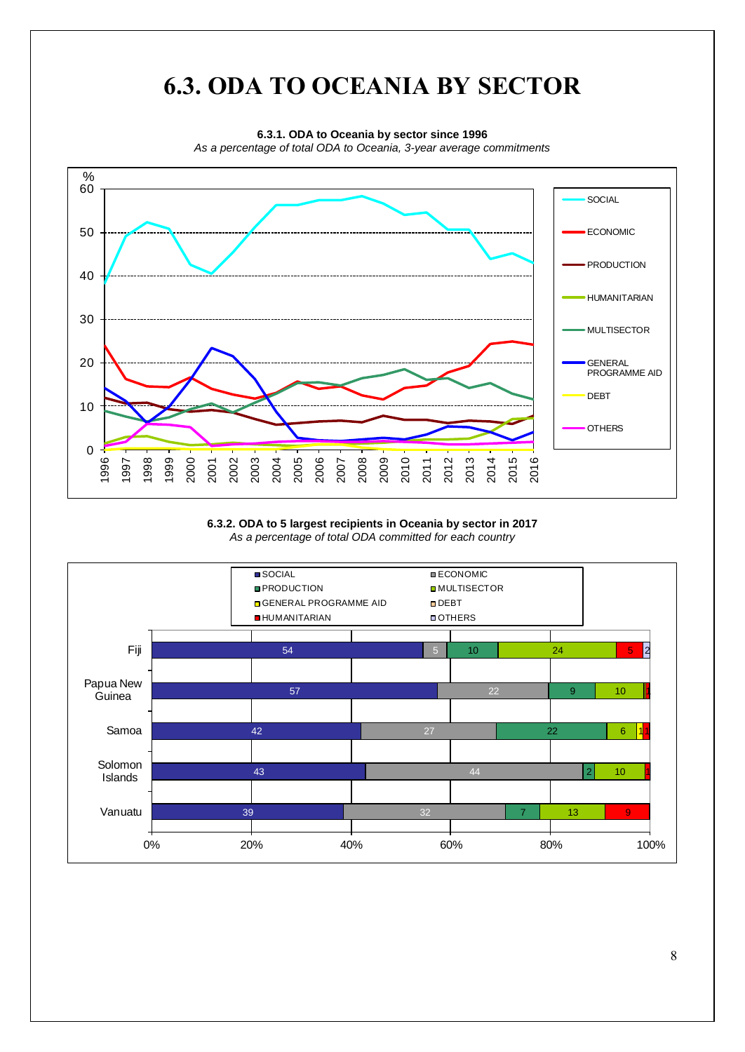# 6.3. ODA TO OCEANIA BY SECTOR

**6.3.1. ODA to Oceania by sector since 1996**

*As a percentage of total ODA to Oceania, 3-year average commitments*

%
60
50
40
30
20
10
0

1996 1997 1998 1999 2000 2001 2002 2003 2004 2005 2006 2007 2008 2009 2010 2011 2012 2013 2014 2015 2016

SOCIAL
ECONOMIC
PRODUCTION
HUMANITARIAN
MULTISECTOR
GENERAL PROGRAMME AID
DEBT
OTHERS

**6.3.2. ODA to 5 largest recipients in Oceania by sector in 2017**

*As a percentage of total ODA committed for each country*

SOCIAL
ECONOMIC
PRODUCTION
MULTISECTOR
GENERAL PROGRAMME AID
DEBT
HUMANITARIAN
OTHERS

Fiji: 54, 5, 10, 24, 5, 2

Papua New Guinea: 57, 22, 9, 10, 1

Samoa: 42, 27, 22, 6, 1, 1

Solomon Islands: 43, 44, 2, 10, 1

Vanuatu: 39, 32, 7, 13, 9

0% 20% 40% 60% 80% 100%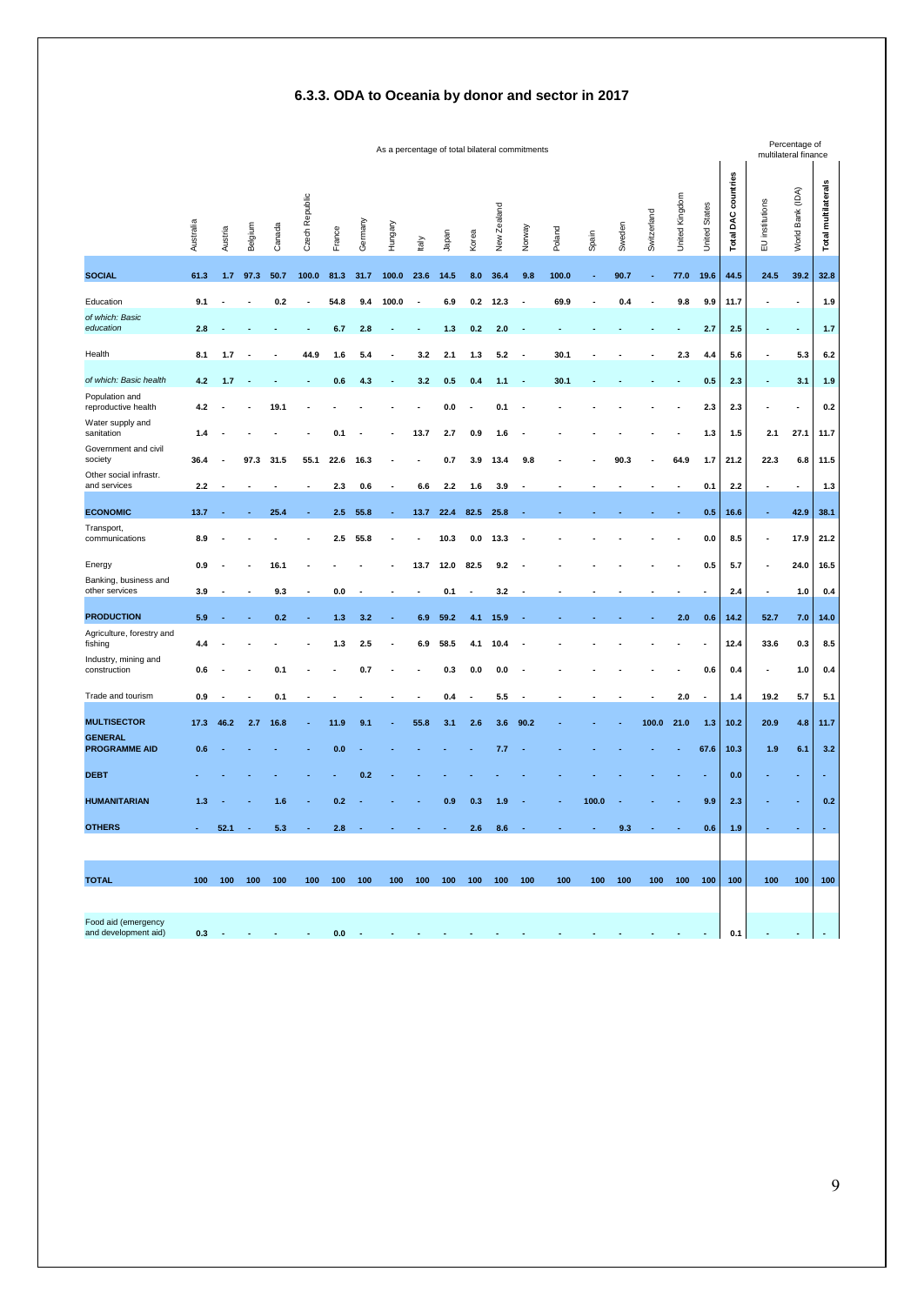## 6.3.3. ODA to Oceania by donor and sector in 2017

| | As a percentage of total bilateral commitments | | | | | | | | | | | | | | | | | | | | | Percentage of multilateral finance | | |
|---|---|---|---|---|---|---|---|---|---|---|---|---|---|---|---|---|---|---|---|---|---|---|---|---|
| | Australia | Austria | Belgium | Canada | Czech Republic | France | Germany | Hungary | Italy | Japan | Korea | New Zealand | Norway | Poland | Spain | Sweden | Switzerland | United Kingdom | United States | **Total DAC countries** | EU institutions | World Bank (IDA) | **Total multilaterals** |
| **SOCIAL** | 61.3 | 1.7 | 97.3 | 50.7 | 100.0 | 81.3 | 31.7 | 100.0 | 23.6 | 14.5 | 8.0 | 36.4 | 9.8 | 100.0 | - | 90.7 | - | 77.0 | 19.6 | 44.5 | 24.5 | 39.2 | 32.8 |
| Education | 9.1 | - | - | 0.2 | - | 54.8 | 9.4 | 100.0 | - | 6.9 | 0.2 | 12.3 | - | 69.9 | - | 0.4 | - | 9.8 | 9.9 | 11.7 | - | - | 1.9 |
| *of which: Basic education* | 2.8 | - | - | - | - | 6.7 | 2.8 | - | - | 1.3 | 0.2 | 2.0 | - | - | - | - | - | - | 2.7 | 2.5 | - | - | 1.7 |
| Health | 8.1 | 1.7 | - | - | 44.9 | 1.6 | 5.4 | - | 3.2 | 2.1 | 1.3 | 5.2 | - | 30.1 | - | - | - | 2.3 | 4.4 | 5.6 | - | 5.3 | 6.2 |
| *of which: Basic health* | 4.2 | 1.7 | - | - | - | 0.6 | 4.3 | - | 3.2 | 0.5 | 0.4 | 1.1 | - | 30.1 | - | - | - | - | 0.5 | 2.3 | - | 3.1 | 1.9 |
| Population and reproductive health | 4.2 | - | - | 19.1 | - | - | - | - | - | 0.0 | - | 0.1 | - | - | - | - | - | - | 2.3 | 2.3 | - | - | 0.2 |
| Water supply and sanitation | 1.4 | - | - | - | - | 0.1 | - | - | 13.7 | 2.7 | 0.9 | 1.6 | - | - | - | - | - | - | 1.3 | 1.5 | 2.1 | 27.1 | 11.7 |
| Government and civil society | 36.4 | - | 97.3 | 31.5 | 55.1 | 22.6 | 16.3 | - | - | 0.7 | 3.9 | 13.4 | 9.8 | - | - | 90.3 | - | 64.9 | 1.7 | 21.2 | 22.3 | 6.8 | 11.5 |
| Other social infrastr. and services | 2.2 | - | - | - | - | 2.3 | 0.6 | - | 6.6 | 2.2 | 1.6 | 3.9 | - | - | - | - | - | - | 0.1 | 2.2 | - | - | 1.3 |
| **ECONOMIC** | 13.7 | - | - | 25.4 | - | 2.5 | 55.8 | - | 13.7 | 22.4 | 82.5 | 25.8 | - | - | - | - | - | - | 0.5 | 16.6 | - | 42.9 | 38.1 |
| Transport, communications | 8.9 | - | - | - | - | 2.5 | 55.8 | - | - | 10.3 | 0.0 | 13.3 | - | - | - | - | - | - | 0.0 | 8.5 | - | 17.9 | 21.2 |
| Energy | 0.9 | - | - | 16.1 | - | - | - | - | 13.7 | 12.0 | 82.5 | 9.2 | - | - | - | - | - | - | 0.5 | 5.7 | - | 24.0 | 16.5 |
| Banking, business and other services | 3.9 | - | - | 9.3 | - | 0.0 | - | - | - | 0.1 | - | 3.2 | - | - | - | - | - | - | - | 2.4 | - | 1.0 | 0.4 |
| **PRODUCTION** | 5.9 | - | - | 0.2 | - | 1.3 | 3.2 | - | 6.9 | 59.2 | 4.1 | 15.9 | - | - | - | - | - | 2.0 | 0.6 | 14.2 | 52.7 | 7.0 | 14.0 |
| Agriculture, forestry and fishing | 4.4 | - | - | - | - | 1.3 | 2.5 | - | 6.9 | 58.5 | 4.1 | 10.4 | - | - | - | - | - | - | - | 12.4 | 33.6 | 0.3 | 8.5 |
| Industry, mining and construction | 0.6 | - | - | 0.1 | - | - | 0.7 | - | - | 0.3 | 0.0 | 0.0 | - | - | - | - | - | - | 0.6 | 0.4 | - | 1.0 | 0.4 |
| Trade and tourism | 0.9 | - | - | 0.1 | - | - | - | - | - | 0.4 | - | 5.5 | - | - | - | - | - | 2.0 | - | 1.4 | 19.2 | 5.7 | 5.1 |
| **MULTISECTOR** | 17.3 | 46.2 | 2.7 | 16.8 | - | 11.9 | 9.1 | - | 55.8 | 3.1 | 2.6 | 3.6 | 90.2 | - | - | - | 100.0 | 21.0 | 1.3 | 10.2 | 20.9 | 4.8 | 11.7 |
| **GENERAL PROGRAMME AID** | 0.6 | - | - | - | - | 0.0 | - | - | - | - | - | 7.7 | - | - | - | - | - | - | 67.6 | 10.3 | 1.9 | 6.1 | 3.2 |
| **DEBT** | - | - | - | - | - | - | 0.2 | - | - | - | - | - | - | - | - | - | - | - | - | 0.0 | - | - | - |
| **HUMANITARIAN** | 1.3 | - | - | 1.6 | - | 0.2 | - | - | - | 0.9 | 0.3 | 1.9 | - | - | 100.0 | - | - | - | 9.9 | 2.3 | - | - | 0.2 |
| **OTHERS** | - | 52.1 | - | 5.3 | - | 2.8 | - | - | - | - | 2.6 | 8.6 | - | - | - | 9.3 | - | - | 0.6 | 1.9 | - | - | - |
| **TOTAL** | 100 | 100 | 100 | 100 | 100 | 100 | 100 | 100 | 100 | 100 | 100 | 100 | 100 | 100 | 100 | 100 | 100 | 100 | 100 | 100 | 100 | 100 | 100 |
| Food aid (emergency and development aid) | 0.3 | - | - | - | - | 0.0 | - | - | - | - | - | - | - | - | - | - | - | - | - | 0.1 | - | - | - |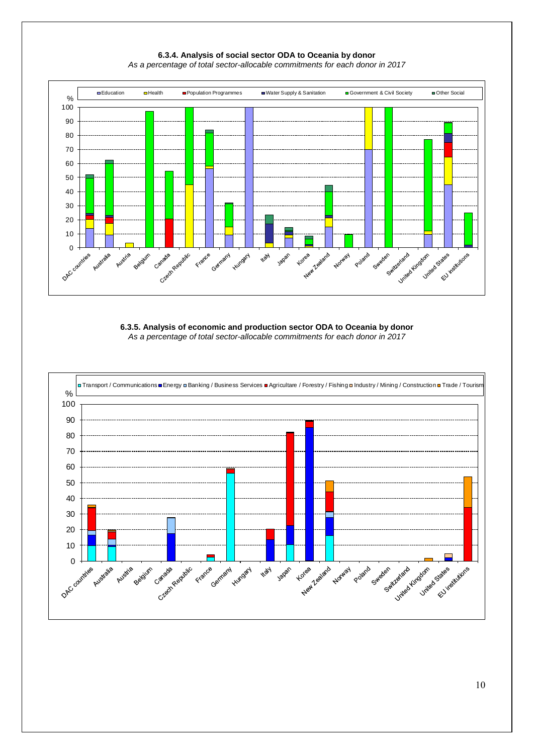**6.3.4. Analysis of social sector ODA to Oceania by donor**

*As a percentage of total sector-allocable commitments for each donor in 2017*

Education
Health
Population Programmes
Water Supply & Sanitation
Government & Civil Society
Other Social

%

100
90
80
70
60
50
40
30
20
10
0

DAC countries
Australia
Austria
Belgium
Canada
Czech Republic
France
Germany
Hungary
Italy
Japan
Korea
New Zealand
Norway
Poland
Sweden
Switzerland
United Kingdom
United States
EU institutions

**6.3.5. Analysis of economic and production sector ODA to Oceania by donor**

*As a percentage of total sector-allocable commitments for each donor in 2017*

Transport / Communications
Energy
Banking / Business Services
Agricultare / Forestry / Fishing
Industry / Mining / Construction
Trade / Tourism

%

100
90
80
70
60
50
40
30
20
10
0

DAC countries
Australia
Austria
Belgium
Canada
Czech Republic
France
Germany
Hungary
Italy
Japan
Korea
New Zealand
Norway
Poland
Sweden
Switzerland
United Kingdom
United States
EU institutions